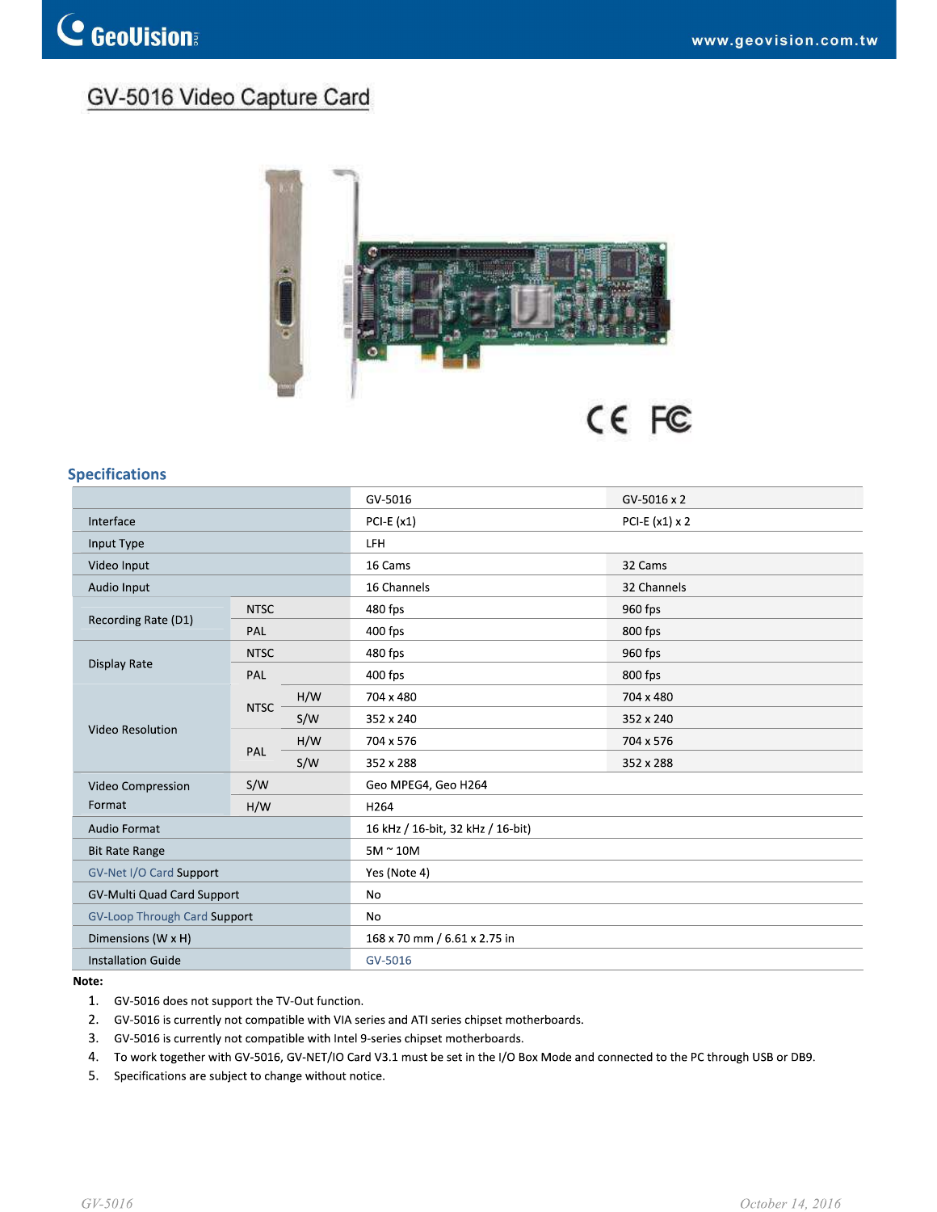# GV-5016 Video Capture Card

## Specifications

| | | | GV-5016 | GV-5016 x 2 |
|---|---|---|---|---|
| Interface | | | PCI-E (x1) | PCI-E (x1) x 2 |
| Input Type | | | LFH | |
| Video Input | | | 16 Cams | 32 Cams |
| Audio Input | | | 16 Channels | 32 Channels |
| Recording Rate (D1) | NTSC | | 480 fps | 960 fps |
| | PAL | | 400 fps | 800 fps |
| Display Rate | NTSC | | 480 fps | 960 fps |
| | PAL | | 400 fps | 800 fps |
| Video Resolution | NTSC | H/W | 704 x 480 | 704 x 480 |
| | | S/W | 352 x 240 | 352 x 240 |
| | PAL | H/W | 704 x 576 | 704 x 576 |
| | | S/W | 352 x 288 | 352 x 288 |
| Video Compression Format | S/W | | Geo MPEG4, Geo H264 | |
| | H/W | | H264 | |
| Audio Format | | | 16 kHz / 16-bit, 32 kHz / 16-bit) | |
| Bit Rate Range | | | 5M ~ 10M | |
| GV-Net I/O Card Support | | | Yes (Note 4) | |
| GV-Multi Quad Card Support | | | No | |
| GV-Loop Through Card Support | | | No | |
| Dimensions (W x H) | | | 168 x 70 mm / 6.61 x 2.75 in | |
| Installation Guide | | | GV-5016 | |

**Note:**

1. GV-5016 does not support the TV-Out function.
2. GV-5016 is currently not compatible with VIA series and ATI series chipset motherboards.
3. GV-5016 is currently not compatible with Intel 9-series chipset motherboards.
4. To work together with GV-5016, GV-NET/IO Card V3.1 must be set in the I/O Box Mode and connected to the PC through USB or DB9.
5. Specifications are subject to change without notice.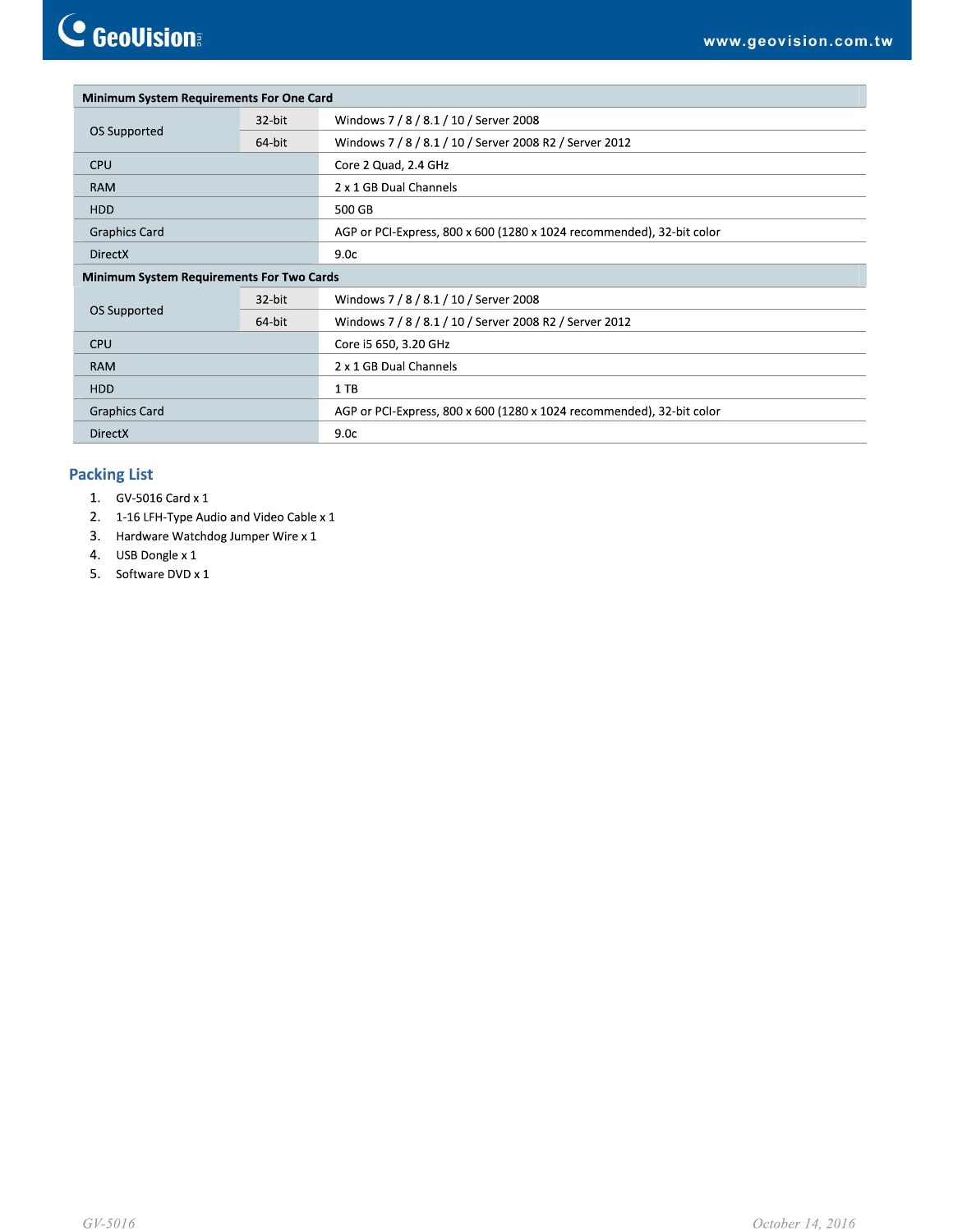| Minimum System Requirements For One Card | | |
| --- | --- | --- |
| OS Supported | 32-bit | Windows 7 / 8 / 8.1 / 10 / Server 2008 |
| | 64-bit | Windows 7 / 8 / 8.1 / 10 / Server 2008 R2 / Server 2012 |
| CPU | | Core 2 Quad, 2.4 GHz |
| RAM | | 2 x 1 GB Dual Channels |
| HDD | | 500 GB |
| Graphics Card | | AGP or PCI-Express, 800 x 600 (1280 x 1024 recommended), 32-bit color |
| DirectX | | 9.0c |
| **Minimum System Requirements For Two Cards** | | |
| OS Supported | 32-bit | Windows 7 / 8 / 8.1 / 10 / Server 2008 |
| | 64-bit | Windows 7 / 8 / 8.1 / 10 / Server 2008 R2 / Server 2012 |
| CPU | | Core i5 650, 3.20 GHz |
| RAM | | 2 x 1 GB Dual Channels |
| HDD | | 1 TB |
| Graphics Card | | AGP or PCI-Express, 800 x 600 (1280 x 1024 recommended), 32-bit color |
| DirectX | | 9.0c |

## Packing List

1. GV-5016 Card x 1
2. 1-16 LFH-Type Audio and Video Cable x 1
3. Hardware Watchdog Jumper Wire x 1
4. USB Dongle x 1
5. Software DVD x 1